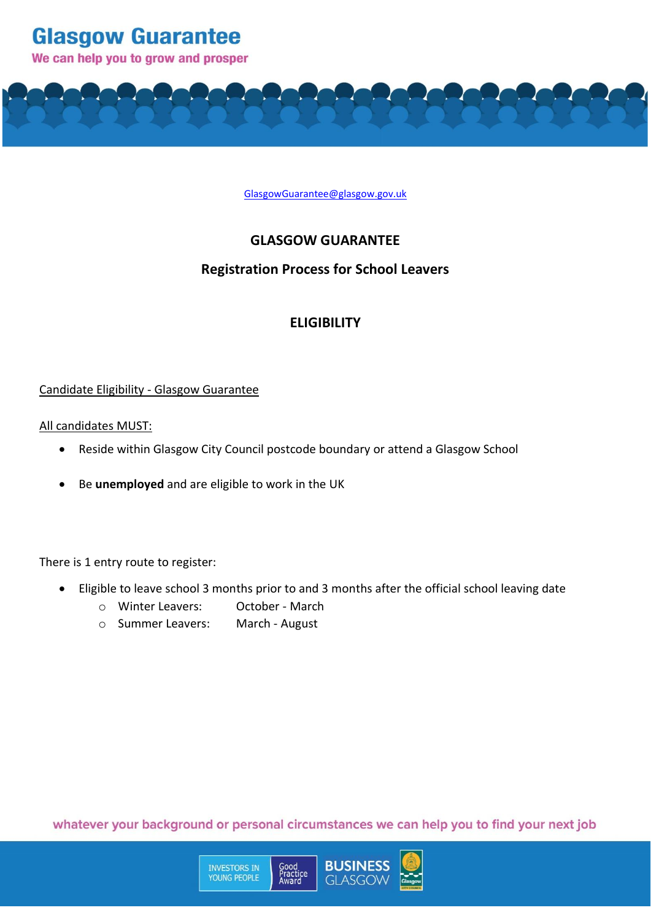# Glasgow Guarantee

We can help you to grow and prosper

GlasgowGuarantee@glasgow.gov.uk

## GLASGOW GUARANTEE

### Registration Process for School Leavers

### ELIGIBILITY

Candidate Eligibility - Glasgow Guarantee

All candidates MUST:

- Reside within Glasgow City Council postcode boundary or attend a Glasgow School
- Be **unemployed** and are eligible to work in the UK

There is 1 entry route to register:

- Eligible to leave school 3 months prior to and 3 months after the official school leaving date
    - Winter Leavers: October - March
    - Summer Leavers: March - August

whatever your background or personal circumstances we can help you to find your next job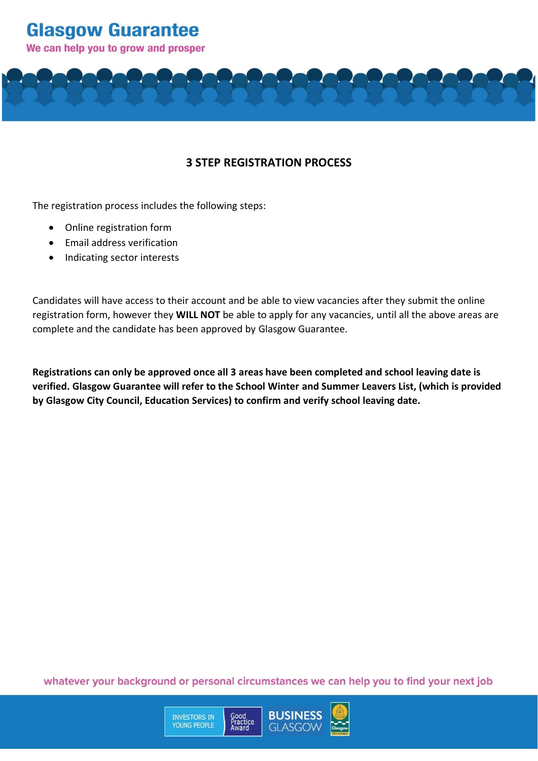## 3 STEP REGISTRATION PROCESS

The registration process includes the following steps:

- Online registration form
- Email address verification
- Indicating sector interests

Candidates will have access to their account and be able to view vacancies after they submit the online registration form, however they **WILL NOT** be able to apply for any vacancies, until all the above areas are complete and the candidate has been approved by Glasgow Guarantee.

**Registrations can only be approved once all 3 areas have been completed and school leaving date is verified. Glasgow Guarantee will refer to the School Winter and Summer Leavers List, (which is provided by Glasgow City Council, Education Services) to confirm and verify school leaving date.**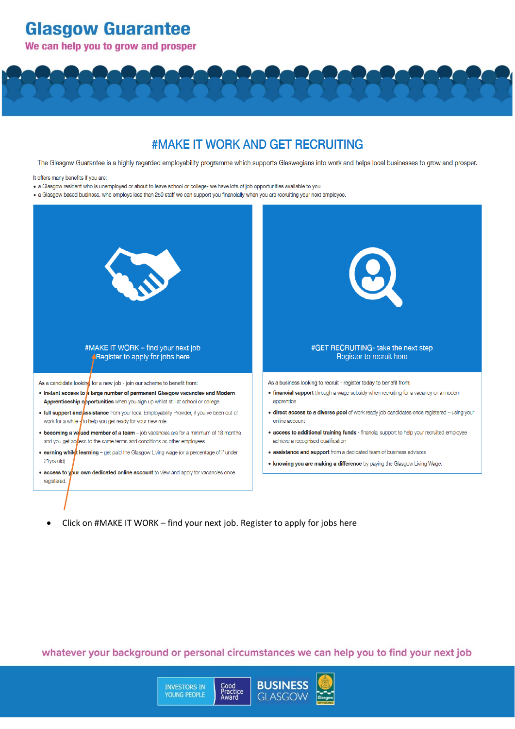# Glasgow Guarantee

**We can help you to grow and prosper**

## #MAKE IT WORK AND GET RECRUITING

The Glasgow Guarantee is a highly regarded employability programme which supports Glaswegians into work and helps local businesses to grow and prosper.

It offers many benefits if you are:

- a Glasgow resident who is unemployed or about to leave school or college- we have lots of job opportunities available to you
- a Glasgow based business, who employs less than 250 staff we can support you financially when you are recruiting your next employee.

### #MAKE IT WORK – find your next job
Register to apply for jobs here

As a candidate looking for a new job - join our scheme to benefit from:

- **instant access to a large number of permanent Glasgow vacancies and Modern Apprenticeship opportunities** when you sign up whilst still at school or college
- **full support and assistance** from your local Employability Provider, if you've been out of work for a while - to help you get ready for your new role
- **becoming a valued member of a team** – job vacancies are for a minimum of 18 months and you get access to the same terms and conditions as other employees
- **earning whilst learning** – get paid the Glasgow Living wage (or a percentage of if under 21yrs old)
- **access to your own dedicated online account** to view and apply for vacancies once registered.

### #GET RECRUITING- take the next step
Register to recruit here

As a business looking to recruit - register today to benefit from:

- **financial support** through a wage subsidy when recruiting for a vacancy or a modern apprentice
- **direct access to a diverse pool** of work ready job candidates once registered – using your online account
- **access to additional training funds** - financial support to help your recruited employee achieve a recognised qualification
- **assistance and support** from a dedicated team of business advisors
- **knowing you are making a difference** by paying the Glasgow Living Wage.

---

- Click on #MAKE IT WORK – find your next job. Register to apply for jobs here

whatever your background or personal circumstances we can help you to find your next job

INVESTORS IN YOUNG PEOPLE Good Practice Award | BUSINESS GLASGOW | Glasgow City Council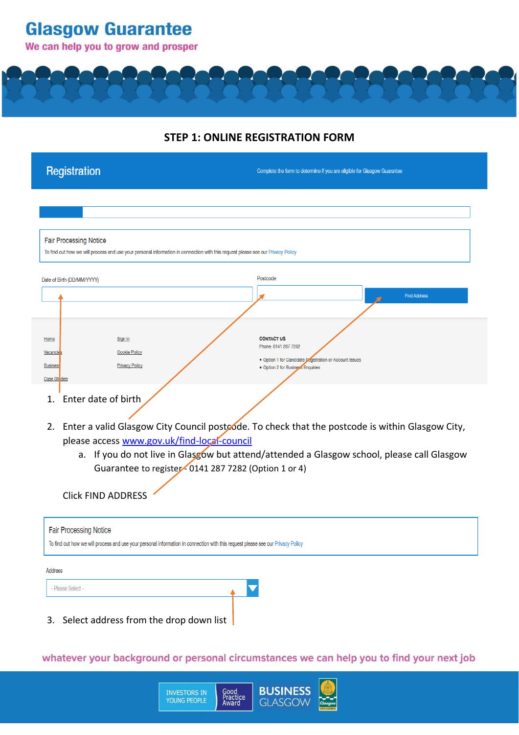# Glasgow Guarantee

**We can help you to grow and prosper**

## STEP 1: ONLINE REGISTRATION FORM

Registration

Complete the form to determine if you are eligible for Glasgow Guarantee

Fair Processing Notice

To find out how we will process and use your personal information in connection with this request please see our Privacy Policy

Date of Birth (DD/MM/YYYY)

Postcode

Find Address

Home
Vacancies
Business
Case Studies

Sign in
Cookie Policy
Privacy Policy

CONTACT US

Phone: 0141 287 7282

- Option 1 for Candidate Registration or Account Issues
- Option 2 for Business Enquiries

1. Enter date of birth
2. Enter a valid Glasgow City Council postcode. To check that the postcode is within Glasgow City, please access [www.gov.uk/find-local-council](www.gov.uk/find-local-council)
   a. If you do not live in Glasgow but attend/attended a Glasgow school, please call Glasgow Guarantee to register - 0141 287 7282 (Option 1 or 4)

   Click FIND ADDRESS

Fair Processing Notice

To find out how we will process and use your personal information in connection with this request please see our Privacy Policy

Address

- Please Select -

3. Select address from the drop down list

whatever your background or personal circumstances we can help you to find your next job

INVESTORS IN YOUNG PEOPLE Good Practice Award

BUSINESS GLASGOW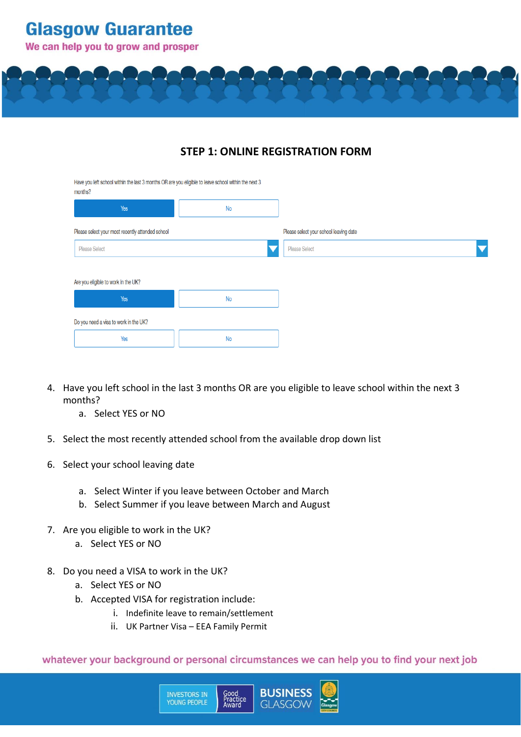# Glasgow Guarantee

We can help you to grow and prosper

## STEP 1: ONLINE REGISTRATION FORM

Have you left school within the last 3 months OR are you eligible to leave school within the next 3 months?

Yes | No

Please select your most recently attended school — Please Select

Please select your school leaving date — Please Select

Are you eligible to work in the UK?

Yes | No

Do you need a visa to work in the UK?

Yes | No

4. Have you left school in the last 3 months OR are you eligible to leave school within the next 3 months?
    a. Select YES or NO

5. Select the most recently attended school from the available drop down list

6. Select your school leaving date

    a. Select Winter if you leave between October and March
    b. Select Summer if you leave between March and August

7. Are you eligible to work in the UK?
    a. Select YES or NO

8. Do you need a VISA to work in the UK?
    a. Select YES or NO
    b. Accepted VISA for registration include:
        i. Indefinite leave to remain/settlement
        ii. UK Partner Visa – EEA Family Permit

whatever your background or personal circumstances we can help you to find your next job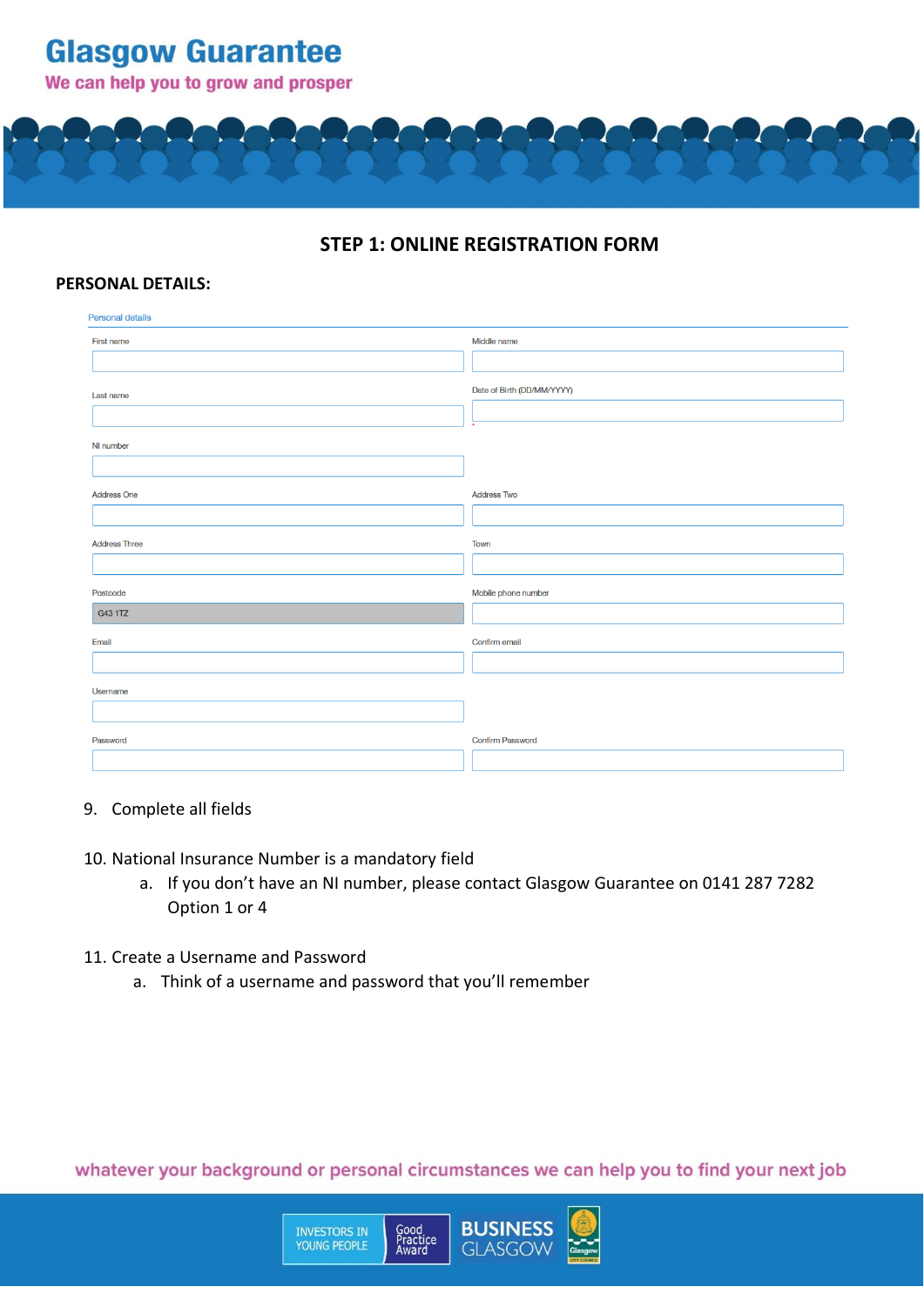# Glasgow Guarantee

We can help you to grow and prosper

## STEP 1: ONLINE REGISTRATION FORM

**PERSONAL DETAILS:**

Personal details

| | |
|---|---|
| First name | Middle name |
| Last name | Date of Birth (DD/MM/YYYY) |
| NI number | |
| Address One | Address Two |
| Address Three | Town |
| Postcode: G43 1TZ | Mobile phone number |
| Email | Confirm email |
| Username | |
| Password | Confirm Password |

9. Complete all fields

10. National Insurance Number is a mandatory field
    a. If you don't have an NI number, please contact Glasgow Guarantee on 0141 287 7282 Option 1 or 4

11. Create a Username and Password
    a. Think of a username and password that you'll remember

whatever your background or personal circumstances we can help you to find your next job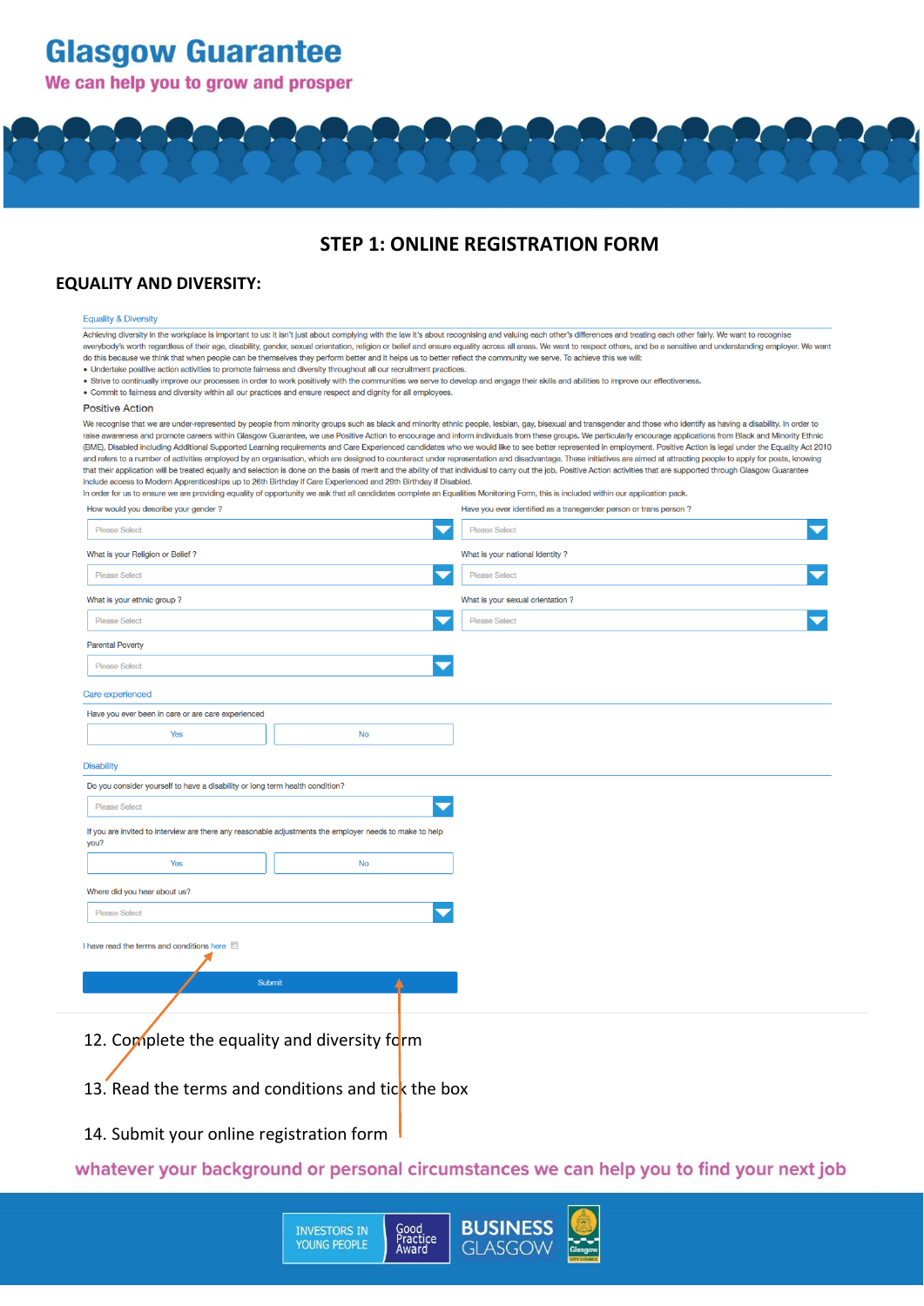# Glasgow Guarantee

**We can help you to grow and prosper**

## STEP 1: ONLINE REGISTRATION FORM

### EQUALITY AND DIVERSITY:

Equality & Diversity

Achieving diversity in the workplace is important to us: it isn't just about complying with the law it's about recognising and valuing each other's differences and treating each other fairly. We want to recognise everybody's worth regardless of their age, disability, gender, sexual orientation, religion or belief and ensure equality across all areas. We want to respect others, and be a sensitive and understanding employer. We want do this because we think that when people can be themselves they perform better and it helps us to better reflect the community we serve. To achieve this we will:

- Undertake positive action activities to promote fairness and diversity throughout all our recruitment practices.
- Strive to continually improve our processes in order to work positively with the communities we serve to develop and engage their skills and abilities to improve our effectiveness.
- Commit to fairness and diversity within all our practices and ensure respect and dignity for all employees.

Positive Action

We recognise that we are under-represented by people from minority groups such as black and minority ethnic people, lesbian, gay, bisexual and transgender and those who identify as having a disability. In order to raise awareness and promote careers within Glasgow Guarantee, we use Positive Action to encourage and inform individuals from these groups. We particularly encourage applications from Black and Minority Ethnic (BME), Disabled including Additional Supported Learning requirements and Care Experienced candidates who we would like to see better represented in employment. Positive Action is legal under the Equality Act 2010 and refers to a number of activities employed by an organisation, which are designed to counteract under representation and disadvantage. These initiatives are aimed at attracting people to apply for posts, knowing that their application will be treated equally and selection is done on the basis of merit and the ability of that individual to carry out the job. Positive Action activities that are supported through Glasgow Guarantee include access to Modern Apprenticeships up to 26th Birthday if Care Experienced and 29th Birthday if Disabled.

In order for us to ensure we are providing equality of opportunity we ask that all candidates complete an Equalities Monitoring Form, this is included within our application pack.

How would you describe your gender ? [Please Select]

Have you ever identified as a transgender person or trans person ? [Please Select]

What is your Religion or Belief ? [Please Select]

What is your national Identity ? [Please Select]

What is your ethnic group ? [Please Select]

What is your sexual orientation ? [Please Select]

Parental Poverty [Please Select]

Care experienced

Have you ever been in care or are care experienced [Yes] [No]

Disability

Do you consider yourself to have a disability or long term health condition? [Please Select]

If you are invited to interview are there any reasonable adjustments the employer needs to make to help you? [Yes] [No]

Where did you hear about us? [Please Select]

I have read the terms and conditions here ☐

[Submit]

12. Complete the equality and diversity form

13. Read the terms and conditions and tick the box

14. Submit your online registration form

**whatever your background or personal circumstances we can help you to find your next job**

INVESTORS IN YOUNG PEOPLE Good Practice Award | BUSINESS GLASGOW | Glasgow City Council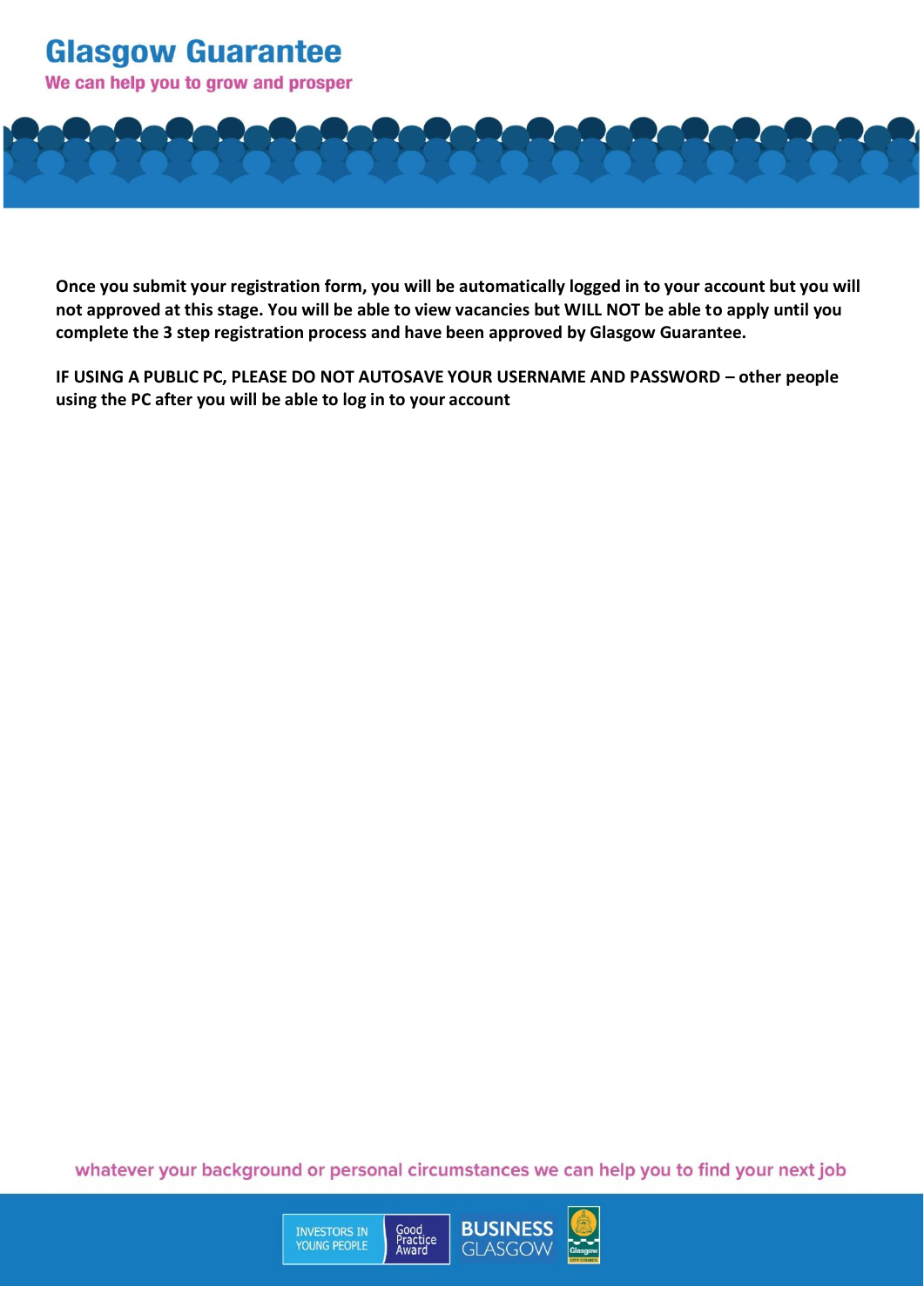**Once you submit your registration form, you will be automatically logged in to your account but you will not approved at this stage. You will be able to view vacancies but WILL NOT be able to apply until you complete the 3 step registration process and have been approved by Glasgow Guarantee.**

**IF USING A PUBLIC PC, PLEASE DO NOT AUTOSAVE YOUR USERNAME AND PASSWORD – other people using the PC after you will be able to log in to your account**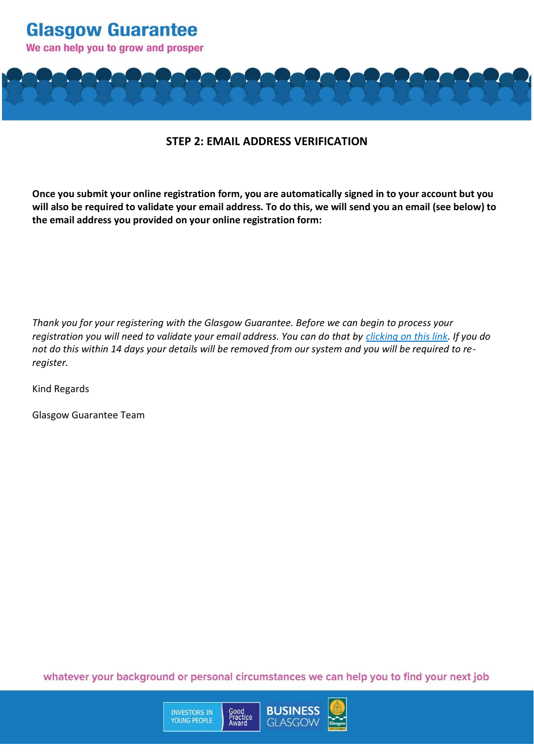## STEP 2: EMAIL ADDRESS VERIFICATION

**Once you submit your online registration form, you are automatically signed in to your account but you will also be required to validate your email address. To do this, we will send you an email (see below) to the email address you provided on your online registration form:**

*Thank you for your registering with the Glasgow Guarantee. Before we can begin to process your registration you will need to validate your email address. You can do that by clicking on this link. If you do not do this within 14 days your details will be removed from our system and you will be required to re-register.*

Kind Regards

Glasgow Guarantee Team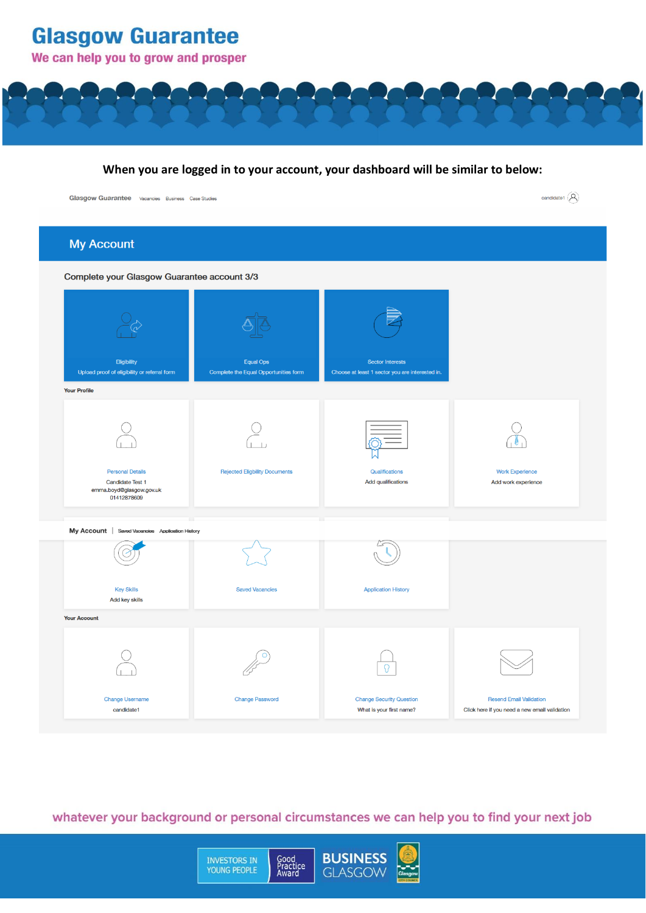# Glasgow Guarantee

**We can help you to grow and prosper**

**When you are logged in to your account, your dashboard will be similar to below:**

Glasgow Guarantee Vacancies Business Case Studies candidate1

## My Account

### Complete your Glasgow Guarantee account 3/3

- Eligibility — Upload proof of eligibility or referral form
- Equal Ops — Complete the Equal Opportunities form
- Sector Interests — Choose at least 1 sector you are interested in.

**Your Profile**

- Personal Details — Candidate Test 1, emma.boyd@glasgow.gov.uk, 01412878609
- Rejected Eligibility Documents
- Qualifications — Add qualifications
- Work Experience — Add work experience

My Account | Saved Vacancies Application History

- Key Skills — Add key skills
- Saved Vacancies
- Application History

**Your Account**

- Change Username — candidate1
- Change Password
- Change Security Question — What is your first name?
- Resend Email Validation — Click here if you need a new email validation

whatever your background or personal circumstances we can help you to find your next job

INVESTORS IN YOUNG PEOPLE Good Practice Award BUSINESS GLASGOW Glasgow City Council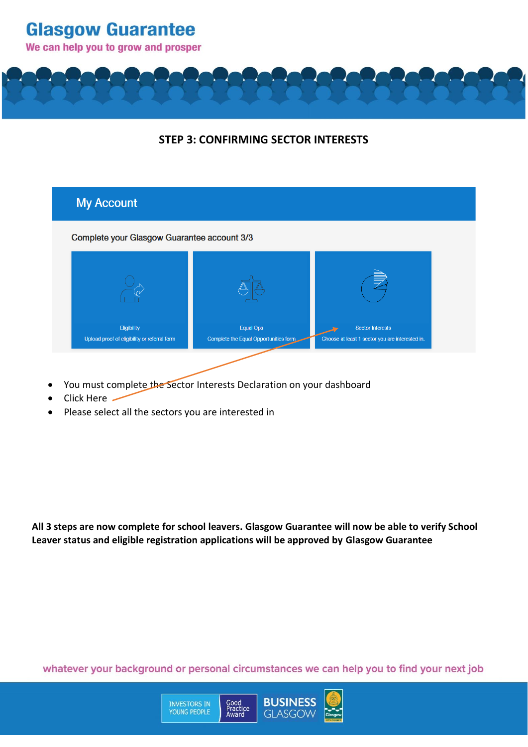# Glasgow Guarantee

We can help you to grow and prosper

## STEP 3: CONFIRMING SECTOR INTERESTS

My Account

Complete your Glasgow Guarantee account 3/3

Eligibility
Upload proof of eligibility or referral form

Equal Ops
Complete the Equal Opportunities form

Sector Interests
Choose at least 1 sector you are interested in.

- You must complete the Sector Interests Declaration on your dashboard
- Click Here
- Please select all the sectors you are interested in

**All 3 steps are now complete for school leavers. Glasgow Guarantee will now be able to verify School Leaver status and eligible registration applications will be approved by Glasgow Guarantee**

whatever your background or personal circumstances we can help you to find your next job